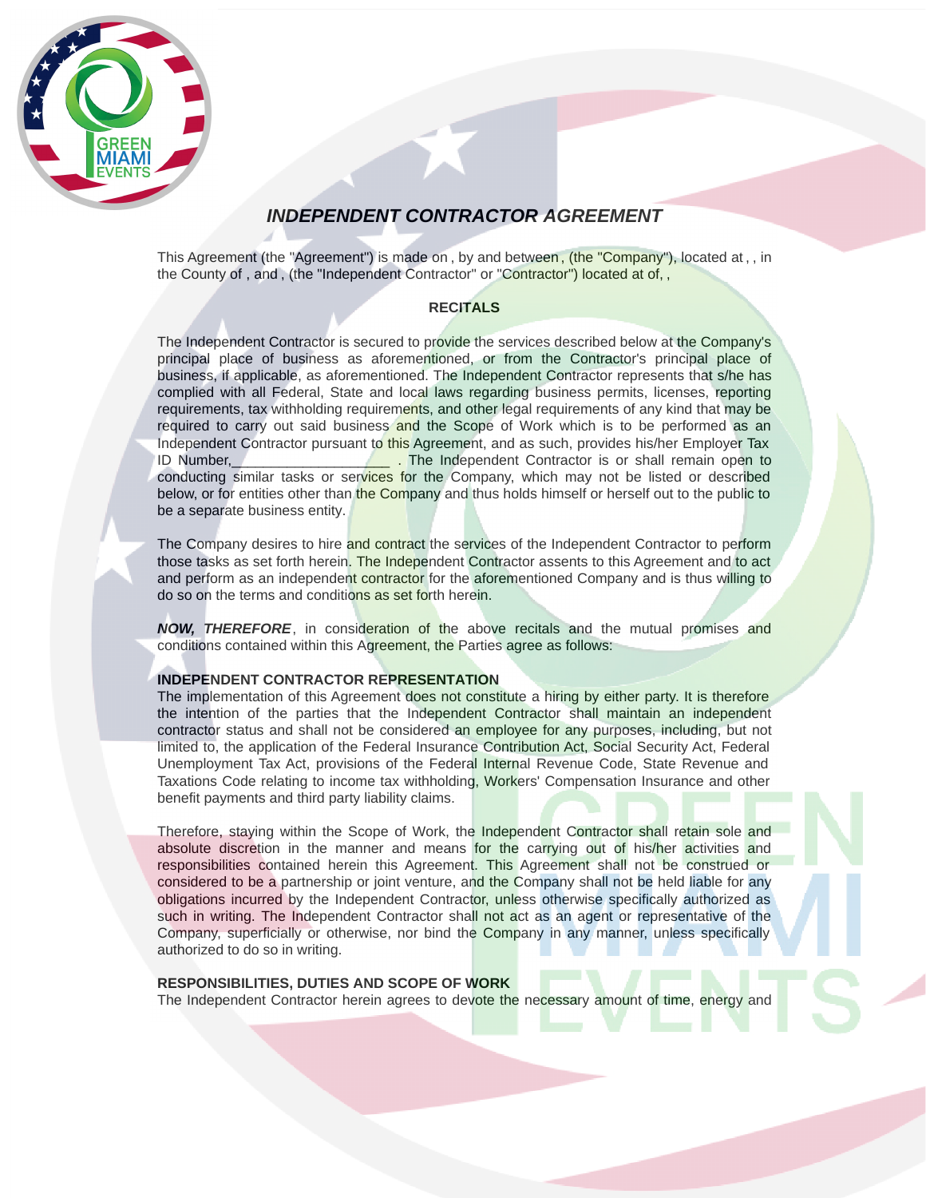# *INDEPENDENT CONTRACTOR AGREEMENT*

This Agreement (the "Agreement") is made on , by and between , (the "Company"), located at , , in the County of , and , (the "Independent Contractor" or "Contractor") located at of, ,

## RECITALS

The Independent Contractor is secured to provide the services described below at the Company's principal place of business as aforementioned, or from the Contractor's principal place of business, if applicable, as aforementioned. The Independent Contractor represents that s/he has complied with all Federal, State and local laws regarding business permits, licenses, reporting requirements, tax withholding requirements, and other legal requirements of any kind that may be required to carry out said business and the Scope of Work which is to be performed as an Independent Contractor pursuant to this Agreement, and as such, provides his/her Employer Tax ID Number,___________________ . The Independent Contractor is or shall remain open to conducting similar tasks or services for the Company, which may not be listed or described below, or for entities other than the Company and thus holds himself or herself out to the public to be a separate business entity.

The Company desires to hire and contract the services of the Independent Contractor to perform those tasks as set forth herein. The Independent Contractor assents to this Agreement and to act and perform as an independent contractor for the aforementioned Company and is thus willing to do so on the terms and conditions as set forth herein.

***NOW, THEREFORE***, in consideration of the above recitals and the mutual promises and conditions contained within this Agreement, the Parties agree as follows:

**INDEPENDENT CONTRACTOR REPRESENTATION**
The implementation of this Agreement does not constitute a hiring by either party. It is therefore the intention of the parties that the Independent Contractor shall maintain an independent contractor status and shall not be considered an employee for any purposes, including, but not limited to, the application of the Federal Insurance Contribution Act, Social Security Act, Federal Unemployment Tax Act, provisions of the Federal Internal Revenue Code, State Revenue and Taxations Code relating to income tax withholding, Workers' Compensation Insurance and other benefit payments and third party liability claims.

Therefore, staying within the Scope of Work, the Independent Contractor shall retain sole and absolute discretion in the manner and means for the carrying out of his/her activities and responsibilities contained herein this Agreement. This Agreement shall not be construed or considered to be a partnership or joint venture, and the Company shall not be held liable for any obligations incurred by the Independent Contractor, unless otherwise specifically authorized as such in writing. The Independent Contractor shall not act as an agent or representative of the Company, superficially or otherwise, nor bind the Company in any manner, unless specifically authorized to do so in writing.

**RESPONSIBILITIES, DUTIES AND SCOPE OF WORK**
The Independent Contractor herein agrees to devote the necessary amount of time, energy and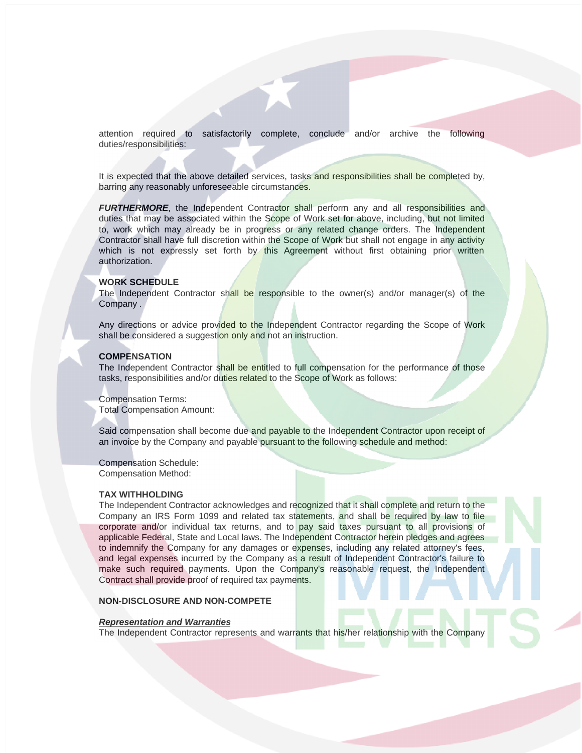attention required to satisfactorily complete, conclude and/or archive the following duties/responsibilities:

It is expected that the above detailed services, tasks and responsibilities shall be completed by, barring any reasonably unforeseeable circumstances.

***FURTHERMORE***, the Independent Contractor shall perform any and all responsibilities and duties that may be associated within the Scope of Work set for above, including, but not limited to, work which may already be in progress or any related change orders. The Independent Contractor shall have full discretion within the Scope of Work but shall not engage in any activity which is not expressly set forth by this Agreement without first obtaining prior written authorization.

**WORK SCHEDULE**
The Independent Contractor shall be responsible to the owner(s) and/or manager(s) of the Company .

Any directions or advice provided to the Independent Contractor regarding the Scope of Work shall be considered a suggestion only and not an instruction.

**COMPENSATION**
The Independent Contractor shall be entitled to full compensation for the performance of those tasks, responsibilities and/or duties related to the Scope of Work as follows:

Compensation Terms:
Total Compensation Amount:

Said compensation shall become due and payable to the Independent Contractor upon receipt of an invoice by the Company and payable pursuant to the following schedule and method:

Compensation Schedule:
Compensation Method:

**TAX WITHHOLDING**
The Independent Contractor acknowledges and recognized that it shall complete and return to the Company an IRS Form 1099 and related tax statements, and shall be required by law to file corporate and/or individual tax returns, and to pay said taxes pursuant to all provisions of applicable Federal, State and Local laws. The Independent Contractor herein pledges and agrees to indemnify the Company for any damages or expenses, including any related attorney's fees, and legal expenses incurred by the Company as a result of Independent Contractor's failure to make such required payments. Upon the Company's reasonable request, the Independent Contract shall provide proof of required tax payments.

**NON-DISCLOSURE AND NON-COMPETE**

***Representation and Warranties***
The Independent Contractor represents and warrants that his/her relationship with the Company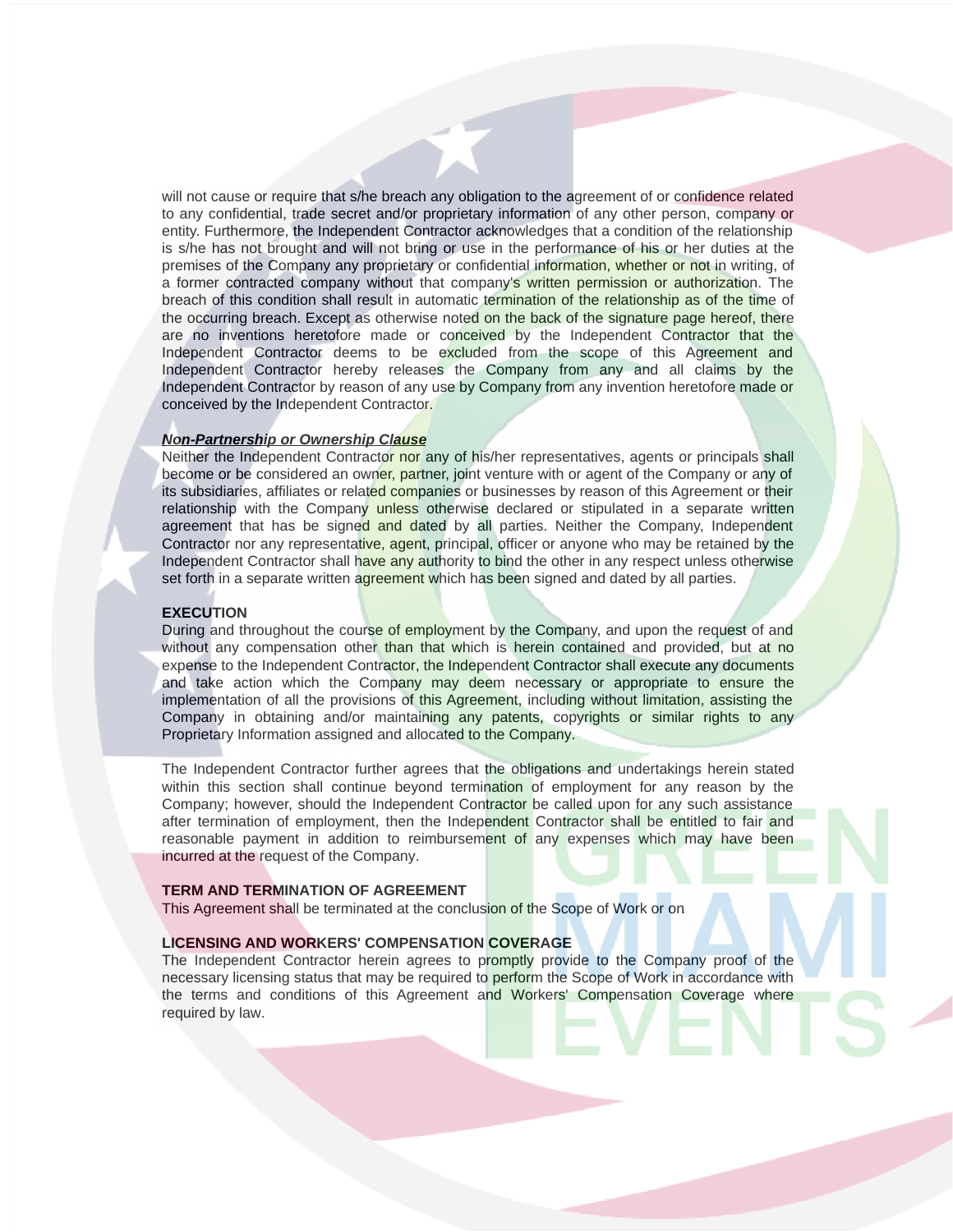will not cause or require that s/he breach any obligation to the agreement of or confidence related to any confidential, trade secret and/or proprietary information of any other person, company or entity. Furthermore, the Independent Contractor acknowledges that a condition of the relationship is s/he has not brought and will not bring or use in the performance of his or her duties at the premises of the Company any proprietary or confidential information, whether or not in writing, of a former contracted company without that company's written permission or authorization. The breach of this condition shall result in automatic termination of the relationship as of the time of the occurring breach. Except as otherwise noted on the back of the signature page hereof, there are no inventions heretofore made or conceived by the Independent Contractor that the Independent Contractor deems to be excluded from the scope of this Agreement and Independent Contractor hereby releases the Company from any and all claims by the Independent Contractor by reason of any use by Company from any invention heretofore made or conceived by the Independent Contractor.

***Non-Partnership or Ownership Clause***

Neither the Independent Contractor nor any of his/her representatives, agents or principals shall become or be considered an owner, partner, joint venture with or agent of the Company or any of its subsidiaries, affiliates or related companies or businesses by reason of this Agreement or their relationship with the Company unless otherwise declared or stipulated in a separate written agreement that has be signed and dated by all parties. Neither the Company, Independent Contractor nor any representative, agent, principal, officer or anyone who may be retained by the Independent Contractor shall have any authority to bind the other in any respect unless otherwise set forth in a separate written agreement which has been signed and dated by all parties.

**EXECUTION**

During and throughout the course of employment by the Company, and upon the request of and without any compensation other than that which is herein contained and provided, but at no expense to the Independent Contractor, the Independent Contractor shall execute any documents and take action which the Company may deem necessary or appropriate to ensure the implementation of all the provisions of this Agreement, including without limitation, assisting the Company in obtaining and/or maintaining any patents, copyrights or similar rights to any Proprietary Information assigned and allocated to the Company.

The Independent Contractor further agrees that the obligations and undertakings herein stated within this section shall continue beyond termination of employment for any reason by the Company; however, should the Independent Contractor be called upon for any such assistance after termination of employment, then the Independent Contractor shall be entitled to fair and reasonable payment in addition to reimbursement of any expenses which may have been incurred at the request of the Company.

**TERM AND TERMINATION OF AGREEMENT**

This Agreement shall be terminated at the conclusion of the Scope of Work or on

**LICENSING AND WORKERS' COMPENSATION COVERAGE**

The Independent Contractor herein agrees to promptly provide to the Company proof of the necessary licensing status that may be required to perform the Scope of Work in accordance with the terms and conditions of this Agreement and Workers' Compensation Coverage where required by law.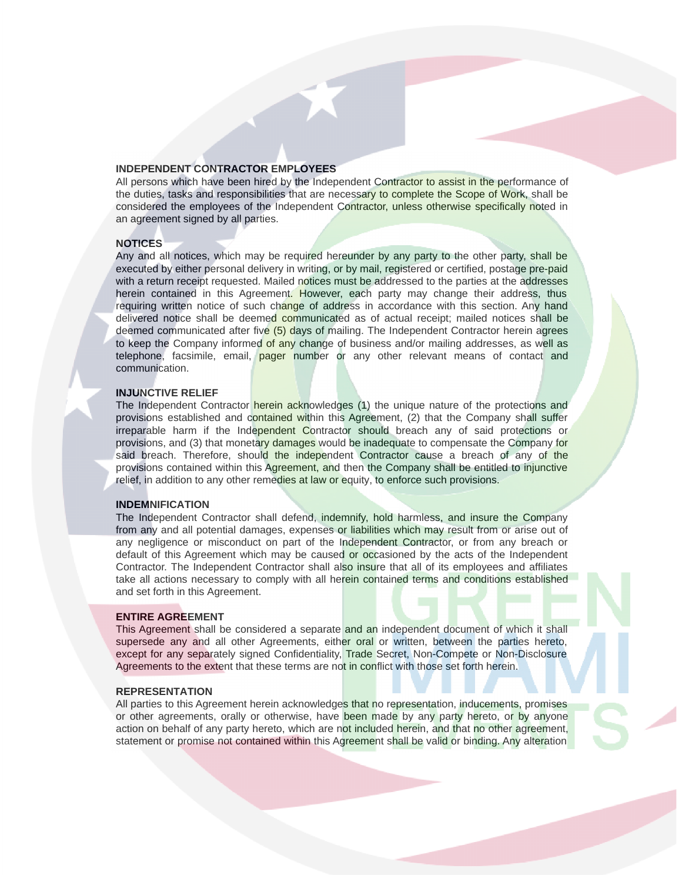**INDEPENDENT CONTRACTOR EMPLOYEES**
All persons which have been hired by the Independent Contractor to assist in the performance of the duties, tasks and responsibilities that are necessary to complete the Scope of Work, shall be considered the employees of the Independent Contractor, unless otherwise specifically noted in an agreement signed by all parties.

**NOTICES**
Any and all notices, which may be required hereunder by any party to the other party, shall be executed by either personal delivery in writing, or by mail, registered or certified, postage pre-paid with a return receipt requested. Mailed notices must be addressed to the parties at the addresses herein contained in this Agreement. However, each party may change their address, thus requiring written notice of such change of address in accordance with this section. Any hand delivered notice shall be deemed communicated as of actual receipt; mailed notices shall be deemed communicated after five (5) days of mailing. The Independent Contractor herein agrees to keep the Company informed of any change of business and/or mailing addresses, as well as telephone, facsimile, email, pager number or any other relevant means of contact and communication.

**INJUNCTIVE RELIEF**
The Independent Contractor herein acknowledges (1) the unique nature of the protections and provisions established and contained within this Agreement, (2) that the Company shall suffer irreparable harm if the Independent Contractor should breach any of said protections or provisions, and (3) that monetary damages would be inadequate to compensate the Company for said breach. Therefore, should the independent Contractor cause a breach of any of the provisions contained within this Agreement, and then the Company shall be entitled to injunctive relief, in addition to any other remedies at law or equity, to enforce such provisions.

**INDEMNIFICATION**
The Independent Contractor shall defend, indemnify, hold harmless, and insure the Company from any and all potential damages, expenses or liabilities which may result from or arise out of any negligence or misconduct on part of the Independent Contractor, or from any breach or default of this Agreement which may be caused or occasioned by the acts of the Independent Contractor. The Independent Contractor shall also insure that all of its employees and affiliates take all actions necessary to comply with all herein contained terms and conditions established and set forth in this Agreement.

**ENTIRE AGREEMENT**
This Agreement shall be considered a separate and an independent document of which it shall supersede any and all other Agreements, either oral or written, between the parties hereto, except for any separately signed Confidentiality, Trade Secret, Non-Compete or Non-Disclosure Agreements to the extent that these terms are not in conflict with those set forth herein.

**REPRESENTATION**
All parties to this Agreement herein acknowledges that no representation, inducements, promises or other agreements, orally or otherwise, have been made by any party hereto, or by anyone action on behalf of any party hereto, which are not included herein, and that no other agreement, statement or promise not contained within this Agreement shall be valid or binding. Any alteration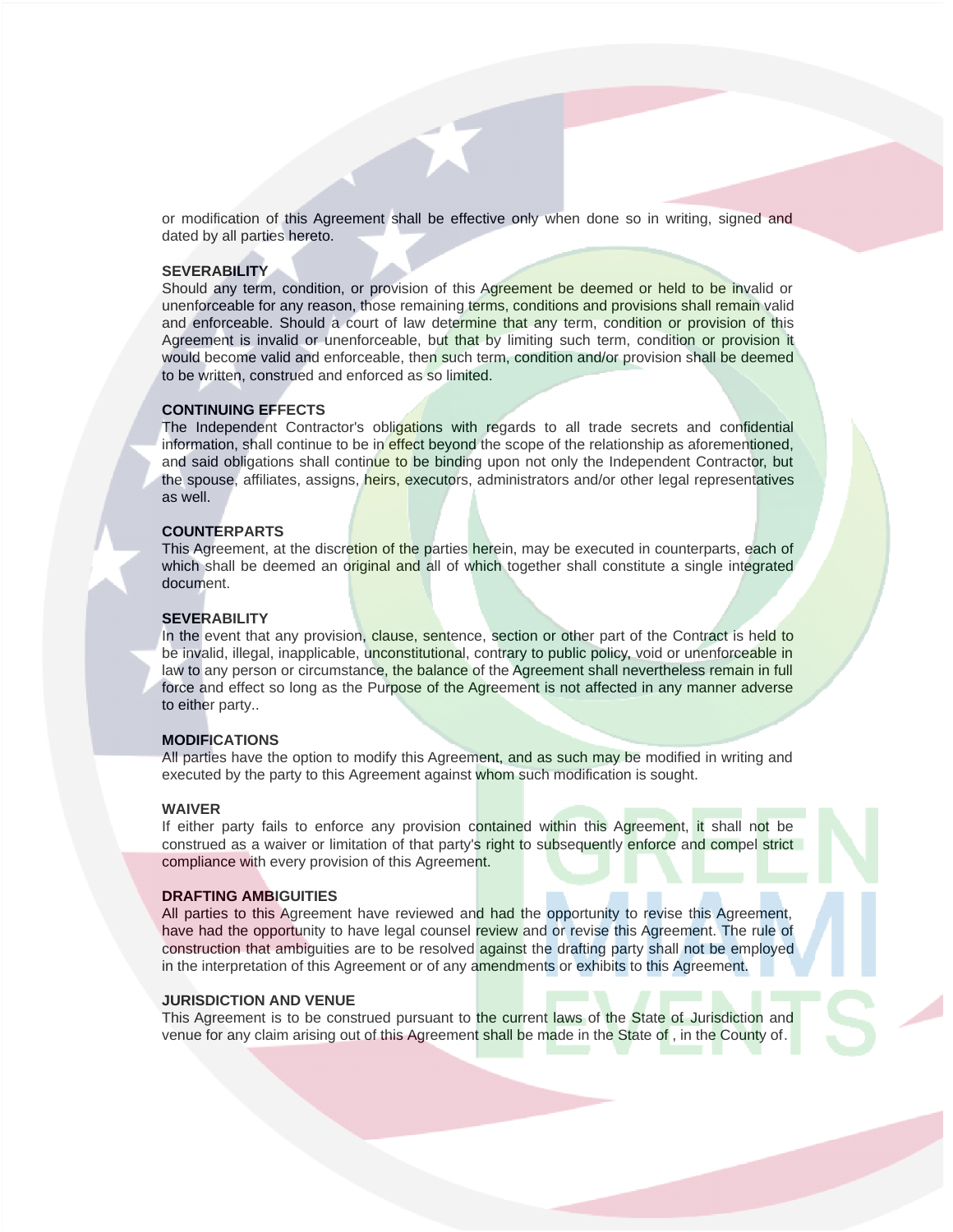or modification of this Agreement shall be effective only when done so in writing, signed and dated by all parties hereto.

**SEVERABILITY**

Should any term, condition, or provision of this Agreement be deemed or held to be invalid or unenforceable for any reason, those remaining terms, conditions and provisions shall remain valid and enforceable. Should a court of law determine that any term, condition or provision of this Agreement is invalid or unenforceable, but that by limiting such term, condition or provision it would become valid and enforceable, then such term, condition and/or provision shall be deemed to be written, construed and enforced as so limited.

**CONTINUING EFFECTS**

The Independent Contractor's obligations with regards to all trade secrets and confidential information, shall continue to be in effect beyond the scope of the relationship as aforementioned, and said obligations shall continue to be binding upon not only the Independent Contractor, but the spouse, affiliates, assigns, heirs, executors, administrators and/or other legal representatives as well.

**COUNTERPARTS**

This Agreement, at the discretion of the parties herein, may be executed in counterparts, each of which shall be deemed an original and all of which together shall constitute a single integrated document.

**SEVERABILITY**

In the event that any provision, clause, sentence, section or other part of the Contract is held to be invalid, illegal, inapplicable, unconstitutional, contrary to public policy, void or unenforceable in law to any person or circumstance, the balance of the Agreement shall nevertheless remain in full force and effect so long as the Purpose of the Agreement is not affected in any manner adverse to either party..

**MODIFICATIONS**

All parties have the option to modify this Agreement, and as such may be modified in writing and executed by the party to this Agreement against whom such modification is sought.

**WAIVER**

If either party fails to enforce any provision contained within this Agreement, it shall not be construed as a waiver or limitation of that party's right to subsequently enforce and compel strict compliance with every provision of this Agreement.

**DRAFTING AMBIGUITIES**

All parties to this Agreement have reviewed and had the opportunity to revise this Agreement, have had the opportunity to have legal counsel review and or revise this Agreement. The rule of construction that ambiguities are to be resolved against the drafting party shall not be employed in the interpretation of this Agreement or of any amendments or exhibits to this Agreement.

**JURISDICTION AND VENUE**

This Agreement is to be construed pursuant to the current laws of the State of Jurisdiction and venue for any claim arising out of this Agreement shall be made in the State of , in the County of.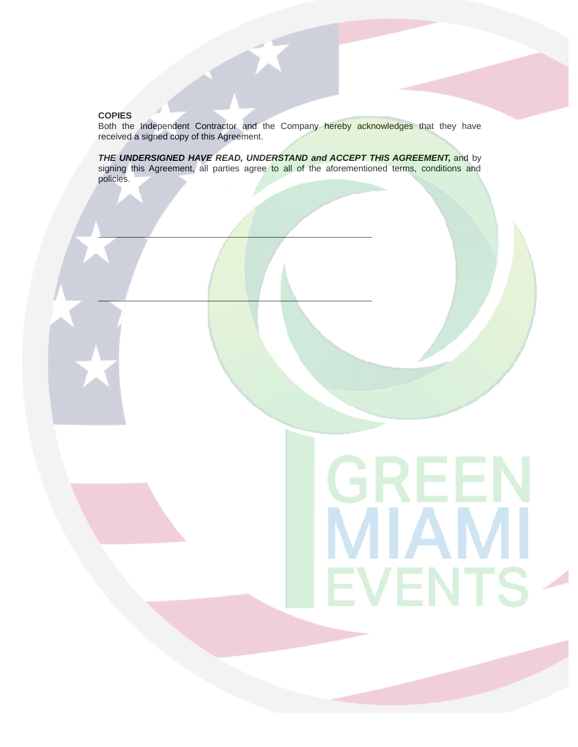**COPIES**

Both the Independent Contractor and the Company hereby acknowledges that they have received a signed copy of this Agreement.

***THE UNDERSIGNED HAVE READ, UNDERSTAND and ACCEPT THIS AGREEMENT,*** and by signing this Agreement, all parties agree to all of the aforementioned terms, conditions and policies.

\_\_\_\_\_\_\_\_\_\_\_\_\_\_\_\_\_\_\_\_\_\_\_\_\_\_\_\_\_\_\_\_\_\_\_\_\_\_\_\_\_\_\_\_

\_\_\_\_\_\_\_\_\_\_\_\_\_\_\_\_\_\_\_\_\_\_\_\_\_\_\_\_\_\_\_\_\_\_\_\_\_\_\_\_\_\_\_\_